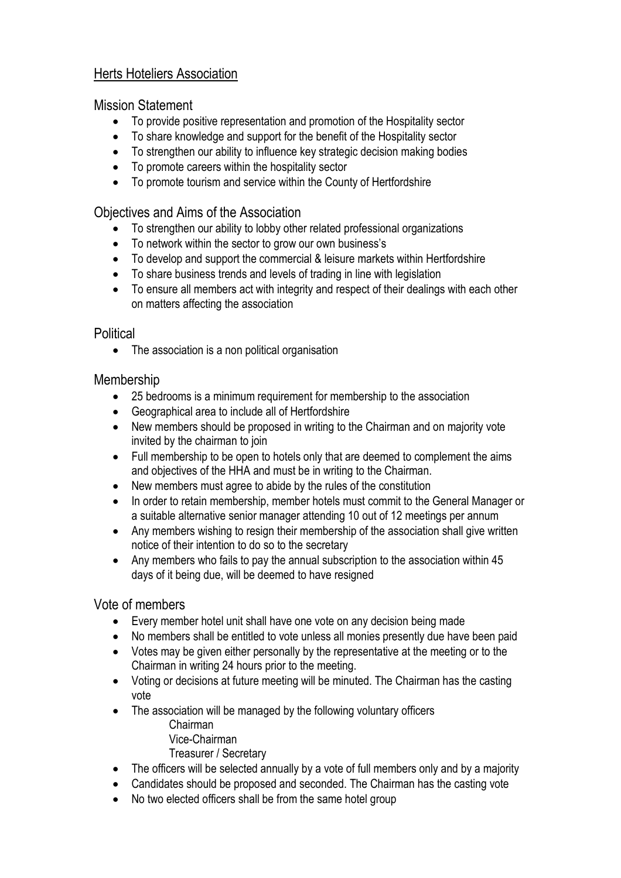# Herts Hoteliers Association

## Mission Statement

- To provide positive representation and promotion of the Hospitality sector
- To share knowledge and support for the benefit of the Hospitality sector
- To strengthen our ability to influence key strategic decision making bodies
- To promote careers within the hospitality sector
- To promote tourism and service within the County of Hertfordshire

## Objectives and Aims of the Association

- To strengthen our ability to lobby other related professional organizations
- To network within the sector to grow our own business's
- To develop and support the commercial & leisure markets within Hertfordshire
- To share business trends and levels of trading in line with legislation
- To ensure all members act with integrity and respect of their dealings with each other on matters affecting the association

## Political

- The association is a non political organisation

## Membership

- 25 bedrooms is a minimum requirement for membership to the association
- Geographical area to include all of Hertfordshire
- New members should be proposed in writing to the Chairman and on majority vote invited by the chairman to join
- Full membership to be open to hotels only that are deemed to complement the aims and objectives of the HHA and must be in writing to the Chairman.
- New members must agree to abide by the rules of the constitution
- In order to retain membership, member hotels must commit to the General Manager or a suitable alternative senior manager attending 10 out of 12 meetings per annum
- Any members wishing to resign their membership of the association shall give written notice of their intention to do so to the secretary
- Any members who fails to pay the annual subscription to the association within 45 days of it being due, will be deemed to have resigned

## Vote of members

- Every member hotel unit shall have one vote on any decision being made
- No members shall be entitled to vote unless all monies presently due have been paid
- Votes may be given either personally by the representative at the meeting or to the Chairman in writing 24 hours prior to the meeting.
- Voting or decisions at future meeting will be minuted. The Chairman has the casting vote
- The association will be managed by the following voluntary officers
  - Chairman
  - Vice-Chairman
  - Treasurer / Secretary
- The officers will be selected annually by a vote of full members only and by a majority
- Candidates should be proposed and seconded. The Chairman has the casting vote
- No two elected officers shall be from the same hotel group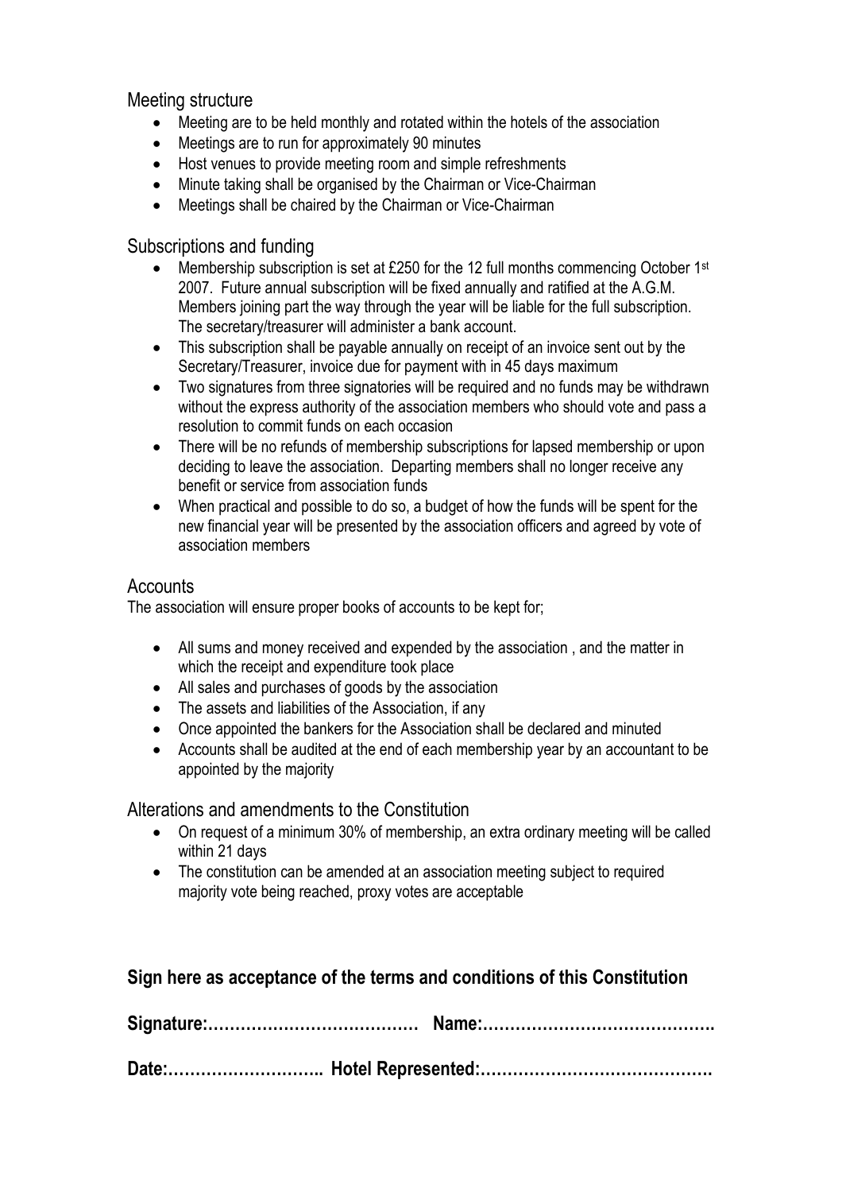## Meeting structure

- Meeting are to be held monthly and rotated within the hotels of the association
- Meetings are to run for approximately 90 minutes
- Host venues to provide meeting room and simple refreshments
- Minute taking shall be organised by the Chairman or Vice-Chairman
- Meetings shall be chaired by the Chairman or Vice-Chairman

## Subscriptions and funding

- Membership subscription is set at £250 for the 12 full months commencing October 1st 2007. Future annual subscription will be fixed annually and ratified at the A.G.M. Members joining part the way through the year will be liable for the full subscription. The secretary/treasurer will administer a bank account.
- This subscription shall be payable annually on receipt of an invoice sent out by the Secretary/Treasurer, invoice due for payment with in 45 days maximum
- Two signatures from three signatories will be required and no funds may be withdrawn without the express authority of the association members who should vote and pass a resolution to commit funds on each occasion
- There will be no refunds of membership subscriptions for lapsed membership or upon deciding to leave the association. Departing members shall no longer receive any benefit or service from association funds
- When practical and possible to do so, a budget of how the funds will be spent for the new financial year will be presented by the association officers and agreed by vote of association members

## Accounts

The association will ensure proper books of accounts to be kept for;

- All sums and money received and expended by the association , and the matter in which the receipt and expenditure took place
- All sales and purchases of goods by the association
- The assets and liabilities of the Association, if any
- Once appointed the bankers for the Association shall be declared and minuted
- Accounts shall be audited at the end of each membership year by an accountant to be appointed by the majority

## Alterations and amendments to the Constitution

- On request of a minimum 30% of membership, an extra ordinary meeting will be called within 21 days
- The constitution can be amended at an association meeting subject to required majority vote being reached, proxy votes are acceptable

**Sign here as acceptance of the terms and conditions of this Constitution**

**Signature:………………………………… Name:………………………………….**

**Date:……………………….. Hotel Represented:………………………………….**